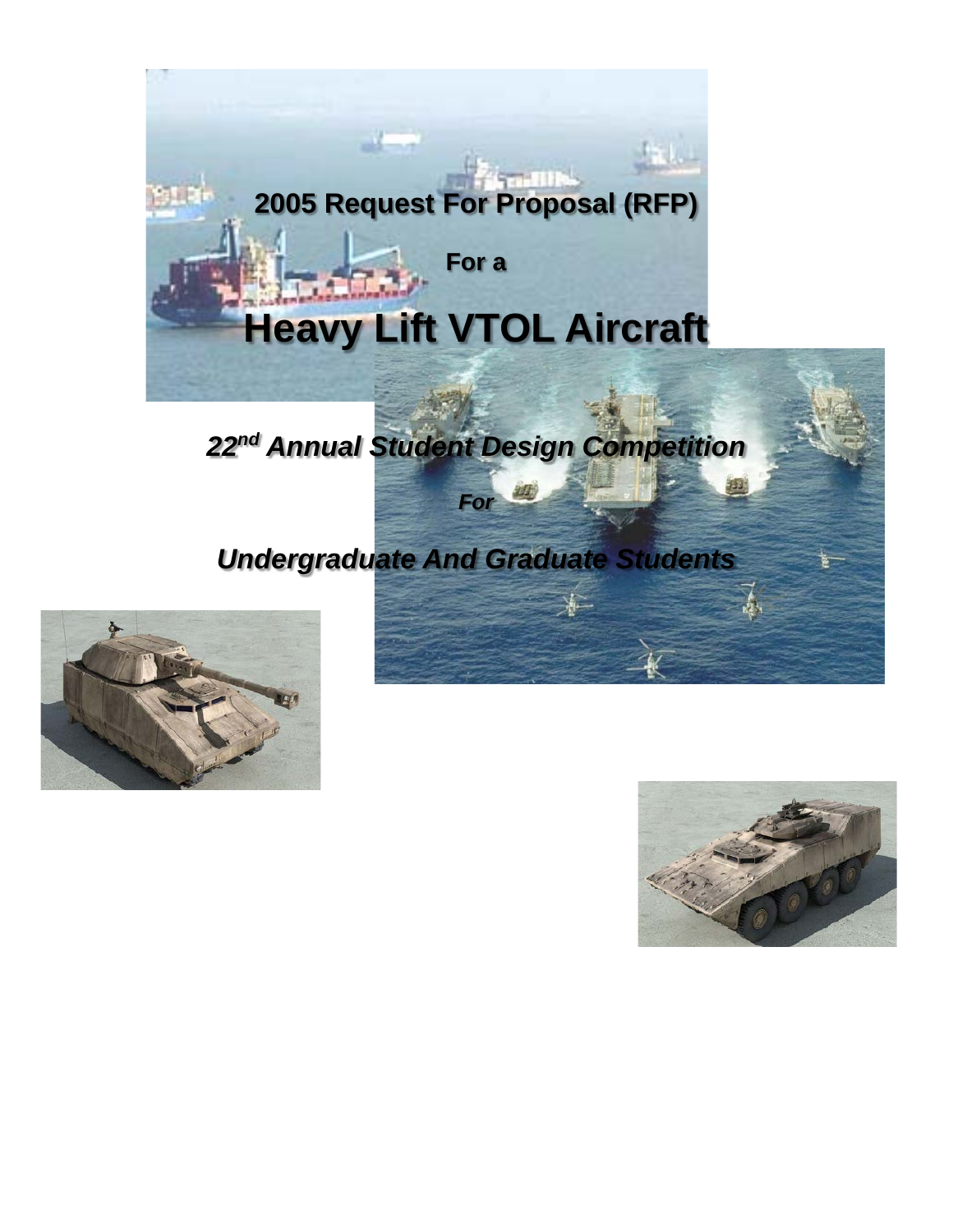# 2005 Request For Proposal (RFP)

For a

# Heavy Lift VTOL Aircraft

***22nd Annual Student Design Competition***

***For***

***Undergraduate And Graduate Students***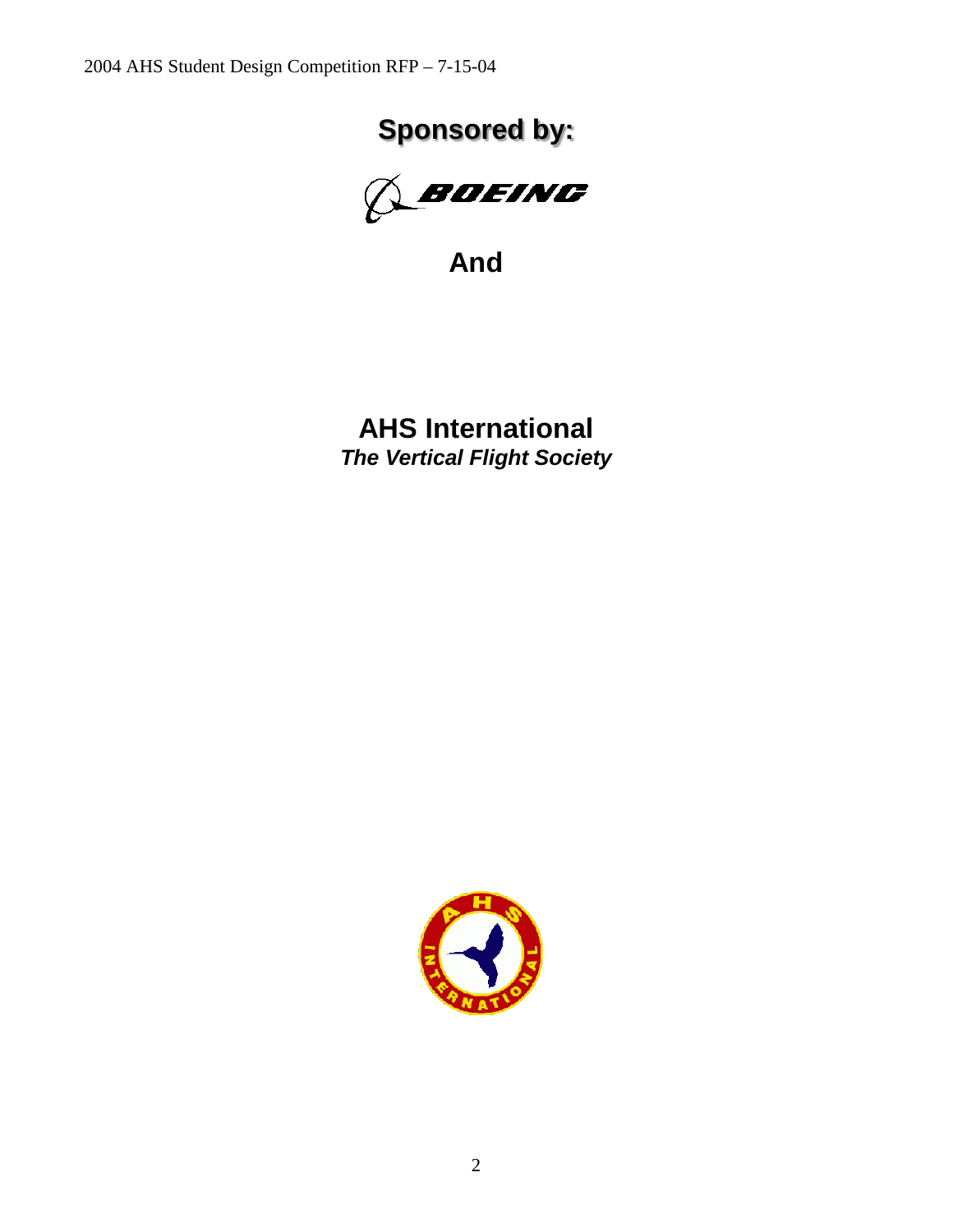# Sponsored by:

BOEING

**And**

**AHS International**

***The Vertical Flight Society***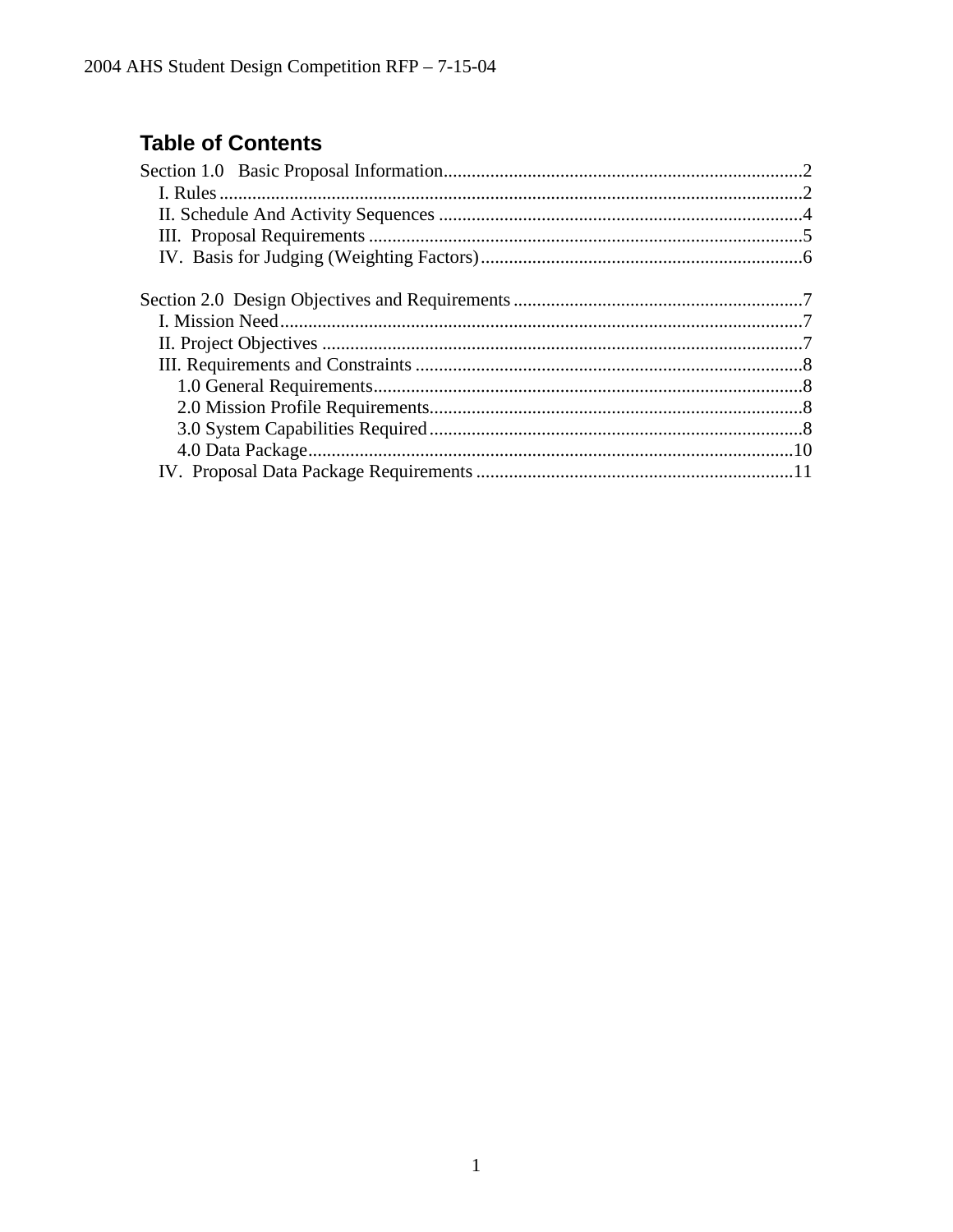## Table of Contents

Section 1.0 Basic Proposal Information....................2
- I. Rules....................2
- II. Schedule And Activity Sequences....................4
- III. Proposal Requirements....................5
- IV. Basis for Judging (Weighting Factors)....................6

Section 2.0 Design Objectives and Requirements....................7
- I. Mission Need....................7
- II. Project Objectives....................7
- III. Requirements and Constraints....................8
  - 1.0 General Requirements....................8
  - 2.0 Mission Profile Requirements....................8
  - 3.0 System Capabilities Required....................8
  - 4.0 Data Package....................10
- IV. Proposal Data Package Requirements....................11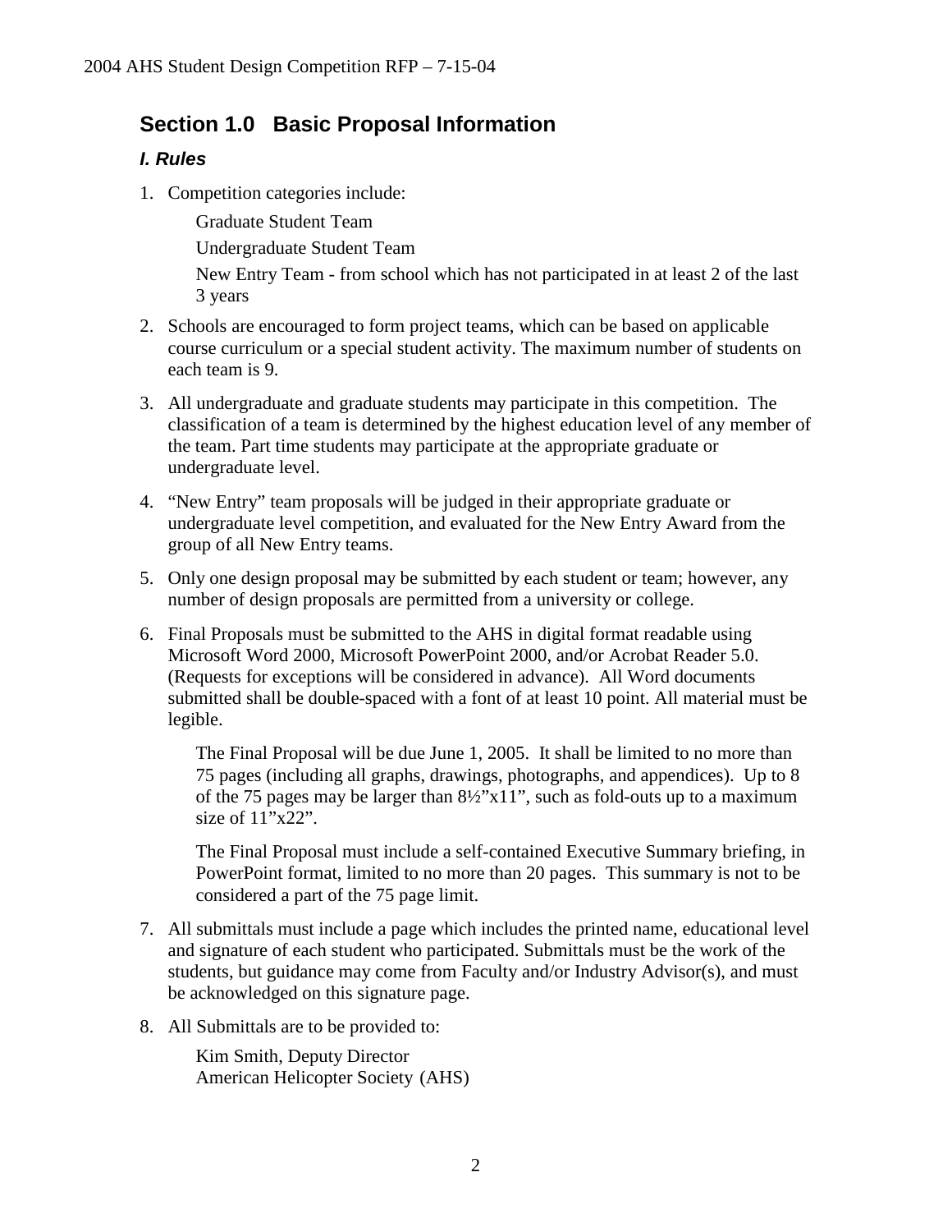## Section 1.0 Basic Proposal Information

### *I. Rules*

1. Competition categories include:

   Graduate Student Team

   Undergraduate Student Team

   New Entry Team - from school which has not participated in at least 2 of the last 3 years

2. Schools are encouraged to form project teams, which can be based on applicable course curriculum or a special student activity. The maximum number of students on each team is 9.

3. All undergraduate and graduate students may participate in this competition. The classification of a team is determined by the highest education level of any member of the team. Part time students may participate at the appropriate graduate or undergraduate level.

4. "New Entry" team proposals will be judged in their appropriate graduate or undergraduate level competition, and evaluated for the New Entry Award from the group of all New Entry teams.

5. Only one design proposal may be submitted by each student or team; however, any number of design proposals are permitted from a university or college.

6. Final Proposals must be submitted to the AHS in digital format readable using Microsoft Word 2000, Microsoft PowerPoint 2000, and/or Acrobat Reader 5.0. (Requests for exceptions will be considered in advance). All Word documents submitted shall be double-spaced with a font of at least 10 point. All material must be legible.

   The Final Proposal will be due June 1, 2005. It shall be limited to no more than 75 pages (including all graphs, drawings, photographs, and appendices). Up to 8 of the 75 pages may be larger than 8½"x11", such as fold-outs up to a maximum size of 11"x22".

   The Final Proposal must include a self-contained Executive Summary briefing, in PowerPoint format, limited to no more than 20 pages. This summary is not to be considered a part of the 75 page limit.

7. All submittals must include a page which includes the printed name, educational level and signature of each student who participated. Submittals must be the work of the students, but guidance may come from Faculty and/or Industry Advisor(s), and must be acknowledged on this signature page.

8. All Submittals are to be provided to:

   Kim Smith, Deputy Director
   American Helicopter Society (AHS)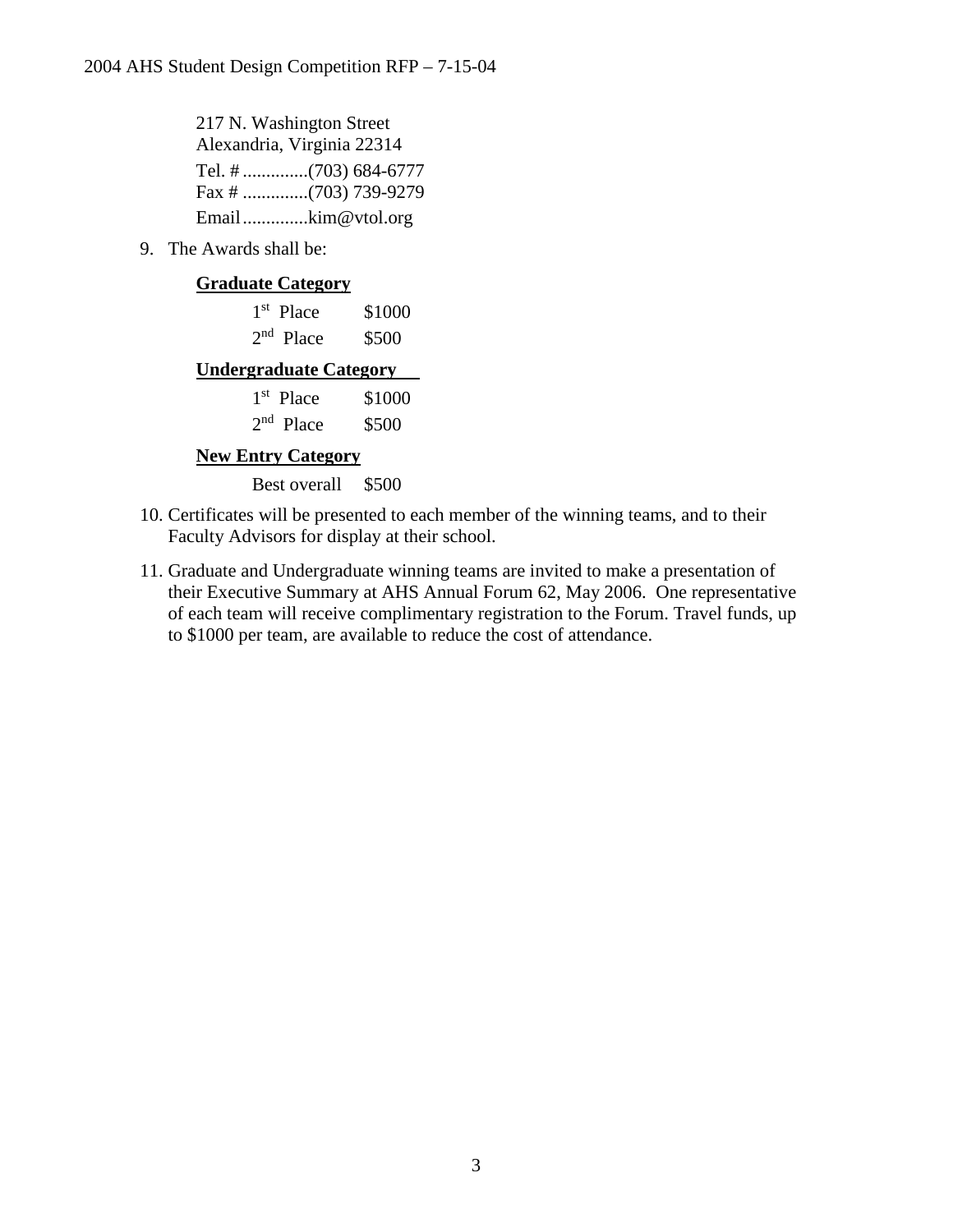217 N. Washington Street
Alexandria, Virginia 22314

Tel. # ..............(703) 684-6777
Fax # ..............(703) 739-9279

Email..............kim@vtol.org

9. The Awards shall be:

   **Graduate Category**

   | | |
   |---|---|
   | 1st Place | $1000 |
   | 2nd Place | $500 |

   **Undergraduate Category**

   | | |
   |---|---|
   | 1st Place | $1000 |
   | 2nd Place | $500 |

   **New Entry Category**

   | | |
   |---|---|
   | Best overall | $500 |

10. Certificates will be presented to each member of the winning teams, and to their Faculty Advisors for display at their school.

11. Graduate and Undergraduate winning teams are invited to make a presentation of their Executive Summary at AHS Annual Forum 62, May 2006. One representative of each team will receive complimentary registration to the Forum. Travel funds, up to $1000 per team, are available to reduce the cost of attendance.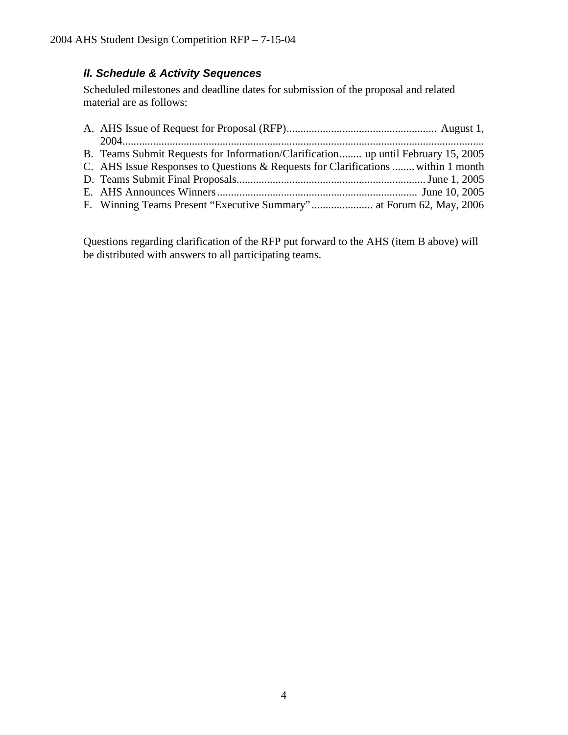## *II. Schedule & Activity Sequences*

Scheduled milestones and deadline dates for submission of the proposal and related material are as follows:

A. AHS Issue of Request for Proposal (RFP)...................................................... August 1, 2004...................................................................................................................................
B. Teams Submit Requests for Information/Clarification........ up until February 15, 2005
C. AHS Issue Responses to Questions & Requests for Clarifications ........ within 1 month
D. Teams Submit Final Proposals.................................................................... June 1, 2005
E. AHS Announces Winners......................................................................... June 10, 2005
F. Winning Teams Present "Executive Summary"...................... at Forum 62, May, 2006

Questions regarding clarification of the RFP put forward to the AHS (item B above) will be distributed with answers to all participating teams.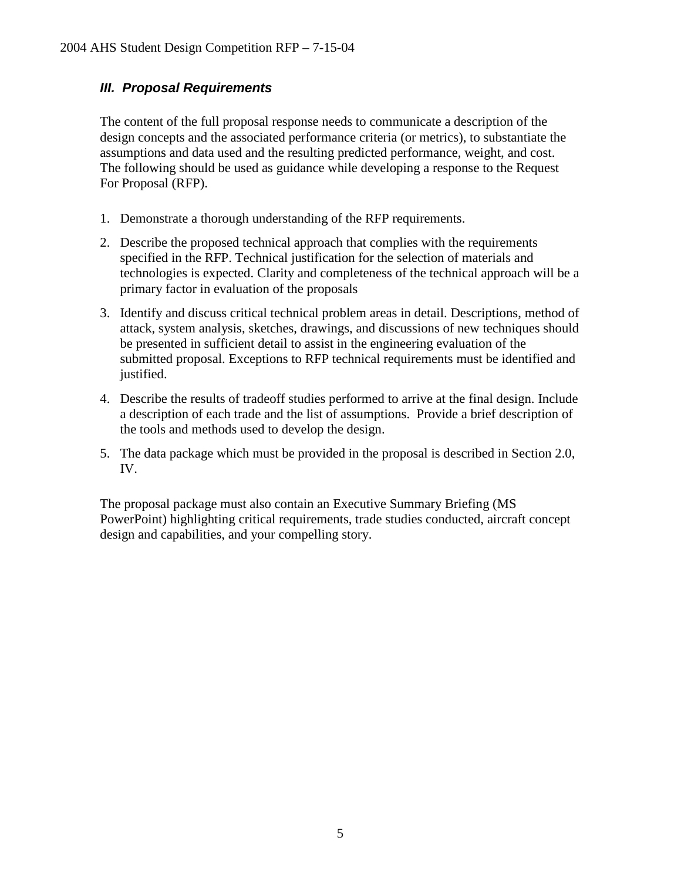### *III. Proposal Requirements*

The content of the full proposal response needs to communicate a description of the design concepts and the associated performance criteria (or metrics), to substantiate the assumptions and data used and the resulting predicted performance, weight, and cost. The following should be used as guidance while developing a response to the Request For Proposal (RFP).

1. Demonstrate a thorough understanding of the RFP requirements.
2. Describe the proposed technical approach that complies with the requirements specified in the RFP. Technical justification for the selection of materials and technologies is expected. Clarity and completeness of the technical approach will be a primary factor in evaluation of the proposals
3. Identify and discuss critical technical problem areas in detail. Descriptions, method of attack, system analysis, sketches, drawings, and discussions of new techniques should be presented in sufficient detail to assist in the engineering evaluation of the submitted proposal. Exceptions to RFP technical requirements must be identified and justified.
4. Describe the results of tradeoff studies performed to arrive at the final design. Include a description of each trade and the list of assumptions. Provide a brief description of the tools and methods used to develop the design.
5. The data package which must be provided in the proposal is described in Section 2.0, IV.

The proposal package must also contain an Executive Summary Briefing (MS PowerPoint) highlighting critical requirements, trade studies conducted, aircraft concept design and capabilities, and your compelling story.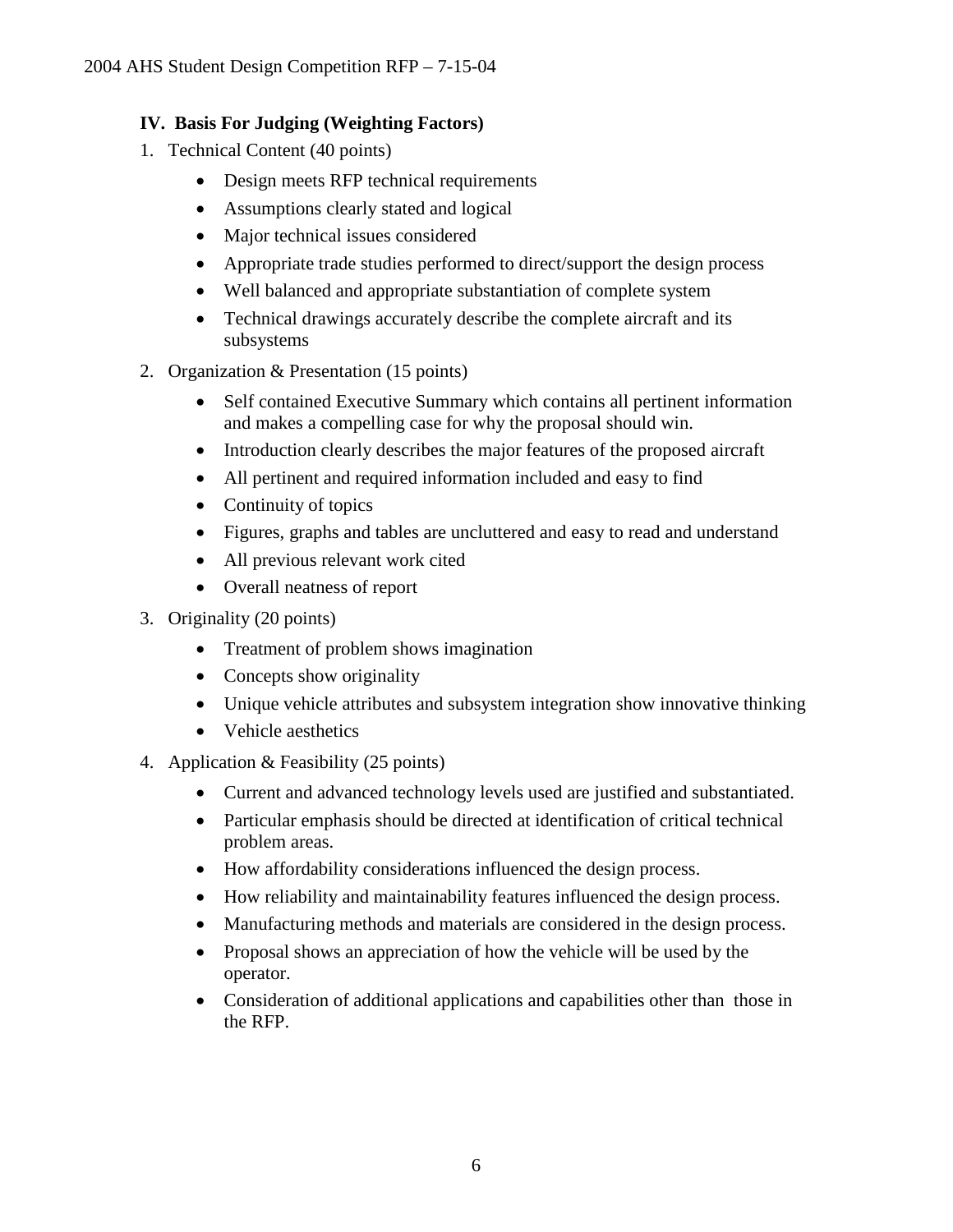## IV. Basis For Judging (Weighting Factors)

1. Technical Content (40 points)
   - Design meets RFP technical requirements
   - Assumptions clearly stated and logical
   - Major technical issues considered
   - Appropriate trade studies performed to direct/support the design process
   - Well balanced and appropriate substantiation of complete system
   - Technical drawings accurately describe the complete aircraft and its subsystems
2. Organization & Presentation (15 points)
   - Self contained Executive Summary which contains all pertinent information and makes a compelling case for why the proposal should win.
   - Introduction clearly describes the major features of the proposed aircraft
   - All pertinent and required information included and easy to find
   - Continuity of topics
   - Figures, graphs and tables are uncluttered and easy to read and understand
   - All previous relevant work cited
   - Overall neatness of report
3. Originality (20 points)
   - Treatment of problem shows imagination
   - Concepts show originality
   - Unique vehicle attributes and subsystem integration show innovative thinking
   - Vehicle aesthetics
4. Application & Feasibility (25 points)
   - Current and advanced technology levels used are justified and substantiated.
   - Particular emphasis should be directed at identification of critical technical problem areas.
   - How affordability considerations influenced the design process.
   - How reliability and maintainability features influenced the design process.
   - Manufacturing methods and materials are considered in the design process.
   - Proposal shows an appreciation of how the vehicle will be used by the operator.
   - Consideration of additional applications and capabilities other than those in the RFP.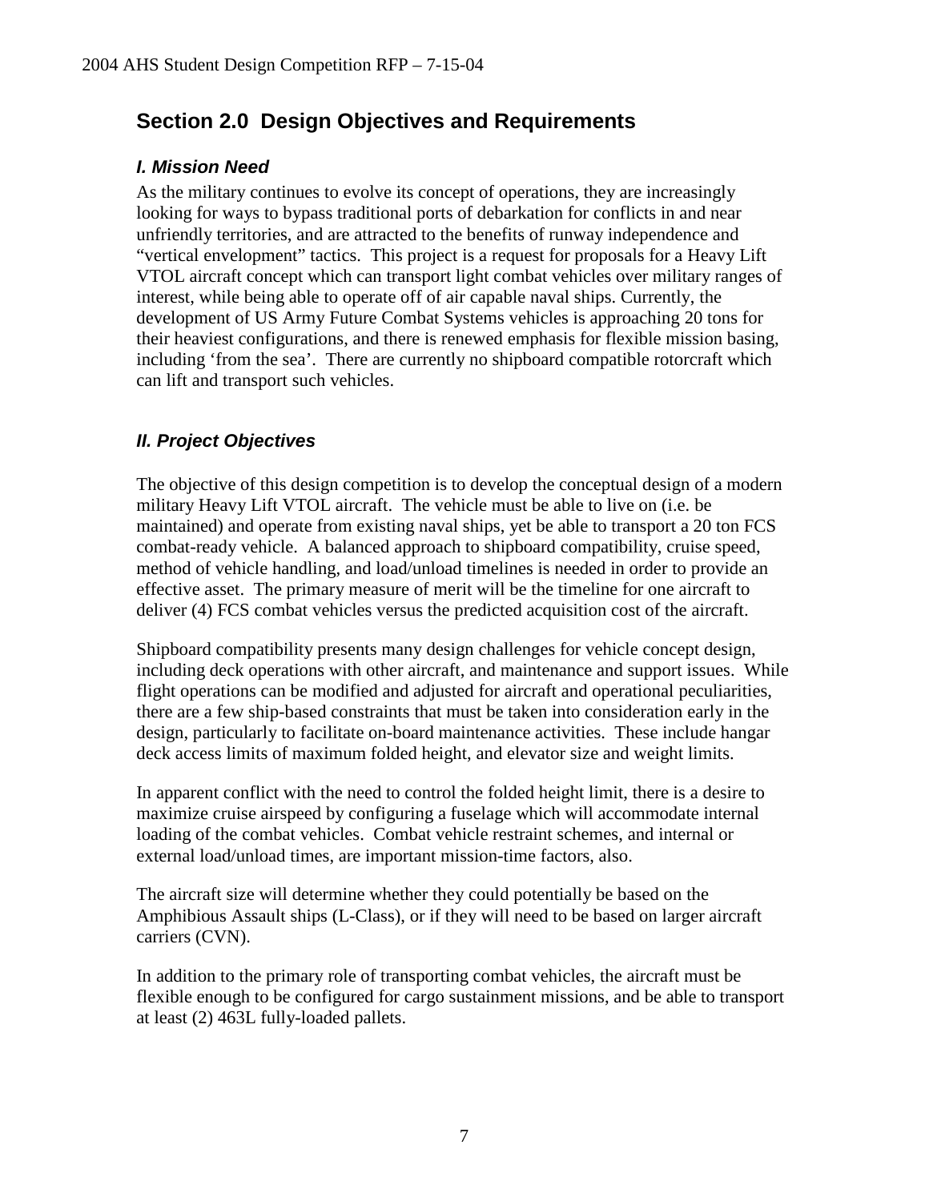## Section 2.0 Design Objectives and Requirements

### *I. Mission Need*

As the military continues to evolve its concept of operations, they are increasingly looking for ways to bypass traditional ports of debarkation for conflicts in and near unfriendly territories, and are attracted to the benefits of runway independence and "vertical envelopment" tactics. This project is a request for proposals for a Heavy Lift VTOL aircraft concept which can transport light combat vehicles over military ranges of interest, while being able to operate off of air capable naval ships. Currently, the development of US Army Future Combat Systems vehicles is approaching 20 tons for their heaviest configurations, and there is renewed emphasis for flexible mission basing, including 'from the sea'. There are currently no shipboard compatible rotorcraft which can lift and transport such vehicles.

### *II. Project Objectives*

The objective of this design competition is to develop the conceptual design of a modern military Heavy Lift VTOL aircraft. The vehicle must be able to live on (i.e. be maintained) and operate from existing naval ships, yet be able to transport a 20 ton FCS combat-ready vehicle. A balanced approach to shipboard compatibility, cruise speed, method of vehicle handling, and load/unload timelines is needed in order to provide an effective asset. The primary measure of merit will be the timeline for one aircraft to deliver (4) FCS combat vehicles versus the predicted acquisition cost of the aircraft.

Shipboard compatibility presents many design challenges for vehicle concept design, including deck operations with other aircraft, and maintenance and support issues. While flight operations can be modified and adjusted for aircraft and operational peculiarities, there are a few ship-based constraints that must be taken into consideration early in the design, particularly to facilitate on-board maintenance activities. These include hangar deck access limits of maximum folded height, and elevator size and weight limits.

In apparent conflict with the need to control the folded height limit, there is a desire to maximize cruise airspeed by configuring a fuselage which will accommodate internal loading of the combat vehicles. Combat vehicle restraint schemes, and internal or external load/unload times, are important mission-time factors, also.

The aircraft size will determine whether they could potentially be based on the Amphibious Assault ships (L-Class), or if they will need to be based on larger aircraft carriers (CVN).

In addition to the primary role of transporting combat vehicles, the aircraft must be flexible enough to be configured for cargo sustainment missions, and be able to transport at least (2) 463L fully-loaded pallets.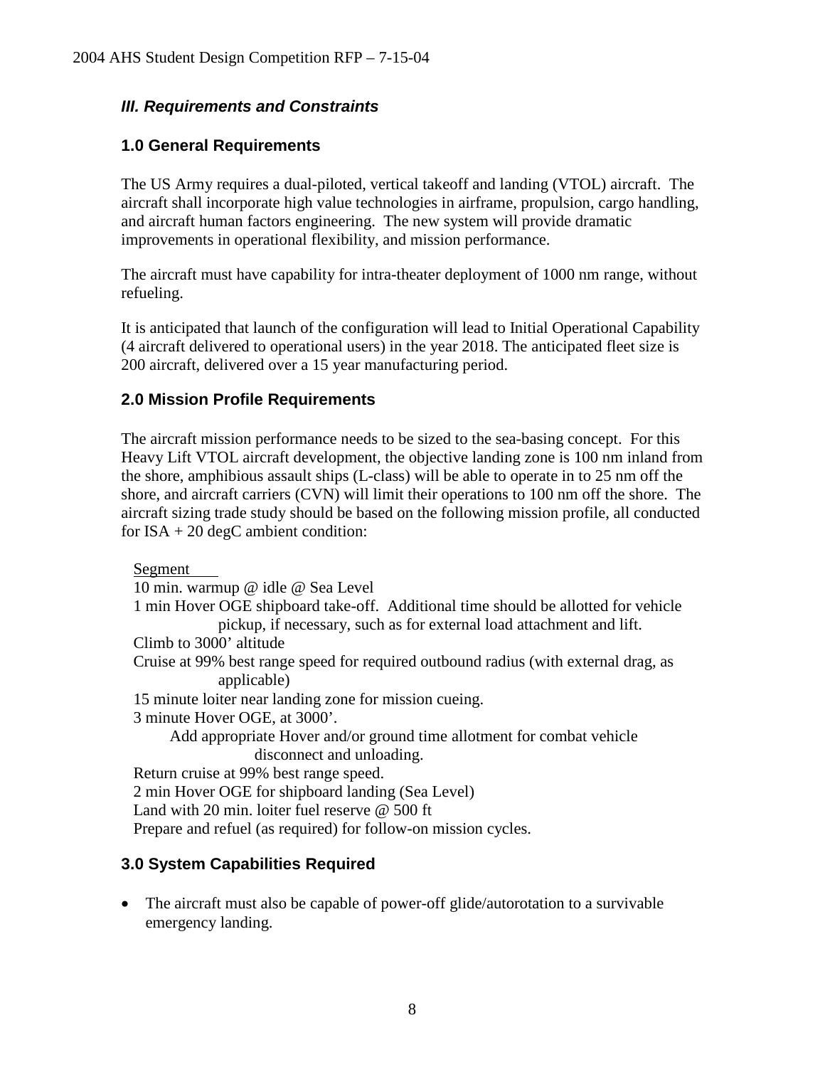### *III. Requirements and Constraints*

### 1.0 General Requirements

The US Army requires a dual-piloted, vertical takeoff and landing (VTOL) aircraft. The aircraft shall incorporate high value technologies in airframe, propulsion, cargo handling, and aircraft human factors engineering. The new system will provide dramatic improvements in operational flexibility, and mission performance.

The aircraft must have capability for intra-theater deployment of 1000 nm range, without refueling.

It is anticipated that launch of the configuration will lead to Initial Operational Capability (4 aircraft delivered to operational users) in the year 2018. The anticipated fleet size is 200 aircraft, delivered over a 15 year manufacturing period.

### 2.0 Mission Profile Requirements

The aircraft mission performance needs to be sized to the sea-basing concept. For this Heavy Lift VTOL aircraft development, the objective landing zone is 100 nm inland from the shore, amphibious assault ships (L-class) will be able to operate in to 25 nm off the shore, and aircraft carriers (CVN) will limit their operations to 100 nm off the shore. The aircraft sizing trade study should be based on the following mission profile, all conducted for ISA + 20 degC ambient condition:

Segment

10 min. warmup @ idle @ Sea Level
1 min Hover OGE shipboard take-off. Additional time should be allotted for vehicle pickup, if necessary, such as for external load attachment and lift.
Climb to 3000' altitude
Cruise at 99% best range speed for required outbound radius (with external drag, as applicable)
15 minute loiter near landing zone for mission cueing.
3 minute Hover OGE, at 3000'.
    Add appropriate Hover and/or ground time allotment for combat vehicle disconnect and unloading.
Return cruise at 99% best range speed.
2 min Hover OGE for shipboard landing (Sea Level)
Land with 20 min. loiter fuel reserve @ 500 ft
Prepare and refuel (as required) for follow-on mission cycles.

### 3.0 System Capabilities Required

- The aircraft must also be capable of power-off glide/autorotation to a survivable emergency landing.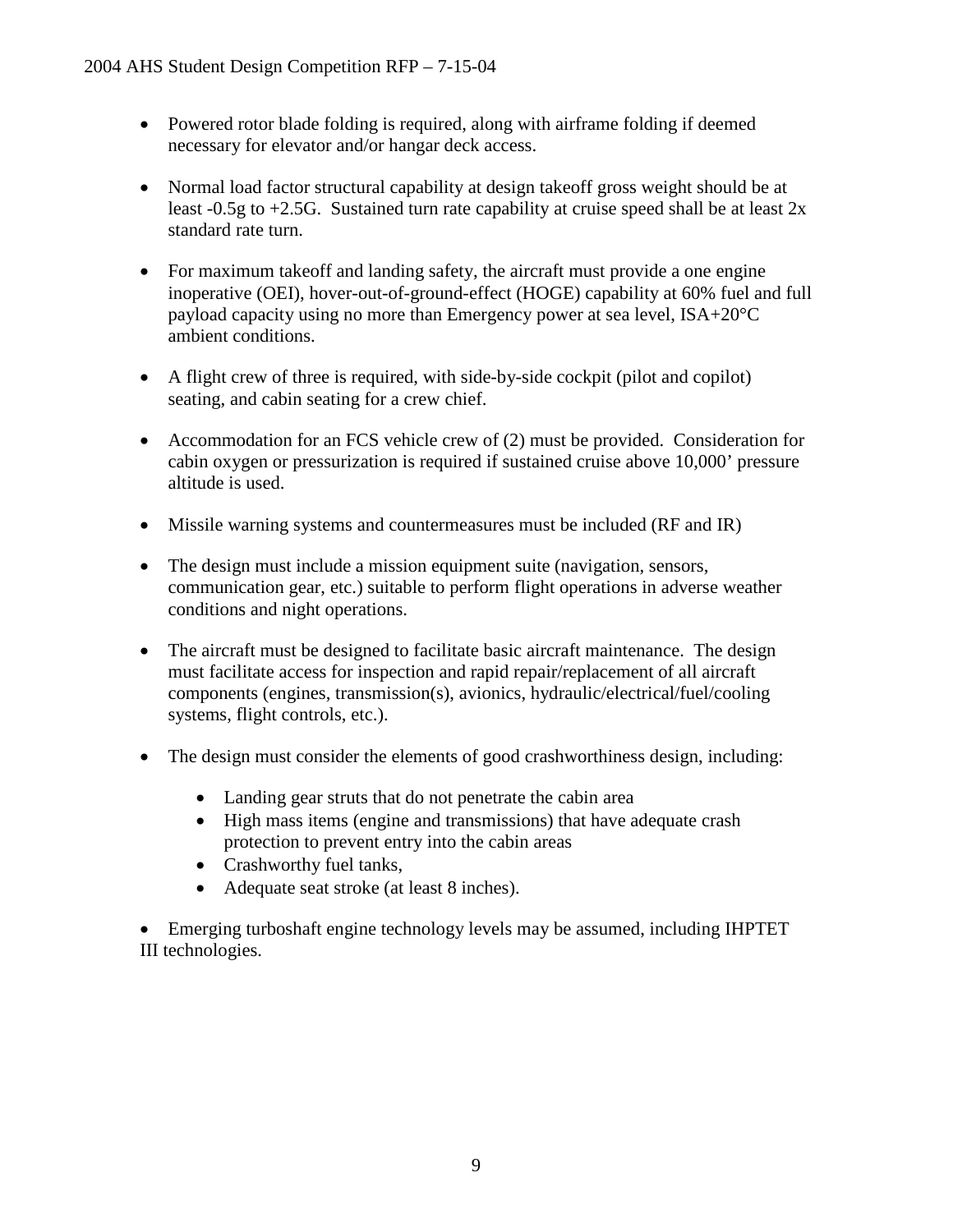- Powered rotor blade folding is required, along with airframe folding if deemed necessary for elevator and/or hangar deck access.

- Normal load factor structural capability at design takeoff gross weight should be at least -0.5g to +2.5G. Sustained turn rate capability at cruise speed shall be at least 2x standard rate turn.

- For maximum takeoff and landing safety, the aircraft must provide a one engine inoperative (OEI), hover-out-of-ground-effect (HOGE) capability at 60% fuel and full payload capacity using no more than Emergency power at sea level, ISA+20°C ambient conditions.

- A flight crew of three is required, with side-by-side cockpit (pilot and copilot) seating, and cabin seating for a crew chief.

- Accommodation for an FCS vehicle crew of (2) must be provided. Consideration for cabin oxygen or pressurization is required if sustained cruise above 10,000' pressure altitude is used.

- Missile warning systems and countermeasures must be included (RF and IR)

- The design must include a mission equipment suite (navigation, sensors, communication gear, etc.) suitable to perform flight operations in adverse weather conditions and night operations.

- The aircraft must be designed to facilitate basic aircraft maintenance. The design must facilitate access for inspection and rapid repair/replacement of all aircraft components (engines, transmission(s), avionics, hydraulic/electrical/fuel/cooling systems, flight controls, etc.).

- The design must consider the elements of good crashworthiness design, including:

    - Landing gear struts that do not penetrate the cabin area
    - High mass items (engine and transmissions) that have adequate crash protection to prevent entry into the cabin areas
    - Crashworthy fuel tanks,
    - Adequate seat stroke (at least 8 inches).

- Emerging turboshaft engine technology levels may be assumed, including IHPTET III technologies.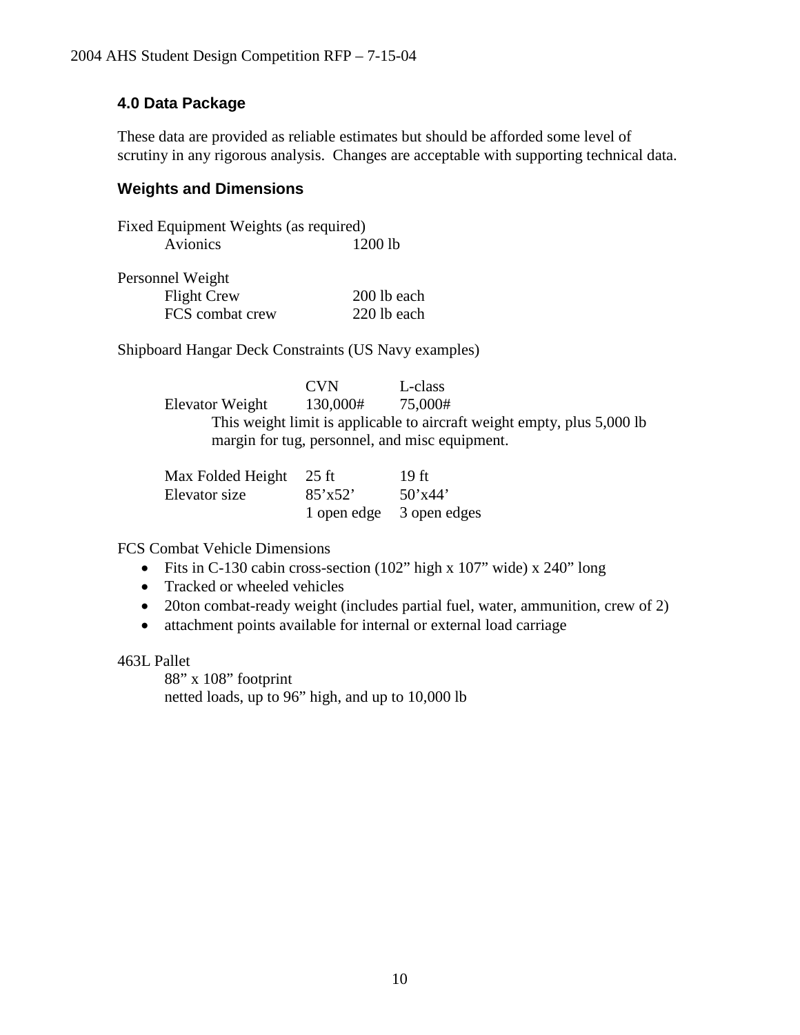## 4.0 Data Package

These data are provided as reliable estimates but should be afforded some level of scrutiny in any rigorous analysis. Changes are acceptable with supporting technical data.

### Weights and Dimensions

Fixed Equipment Weights (as required)

| | |
|---|---|
| Avionics | 1200 lb |

Personnel Weight

| | |
|---|---|
| Flight Crew | 200 lb each |
| FCS combat crew | 220 lb each |

Shipboard Hangar Deck Constraints (US Navy examples)

| | CVN | L-class |
|---|---|---|
| Elevator Weight | 130,000# | 75,000# |

This weight limit is applicable to aircraft weight empty, plus 5,000 lb margin for tug, personnel, and misc equipment.

| | | |
|---|---|---|
| Max Folded Height | 25 ft | 19 ft |
| Elevator size | 85'x52' | 50'x44' |
| | 1 open edge | 3 open edges |

FCS Combat Vehicle Dimensions

- Fits in C-130 cabin cross-section (102" high x 107" wide) x 240" long
- Tracked or wheeled vehicles
- 20ton combat-ready weight (includes partial fuel, water, ammunition, crew of 2)
- attachment points available for internal or external load carriage

463L Pallet

88" x 108" footprint
netted loads, up to 96" high, and up to 10,000 lb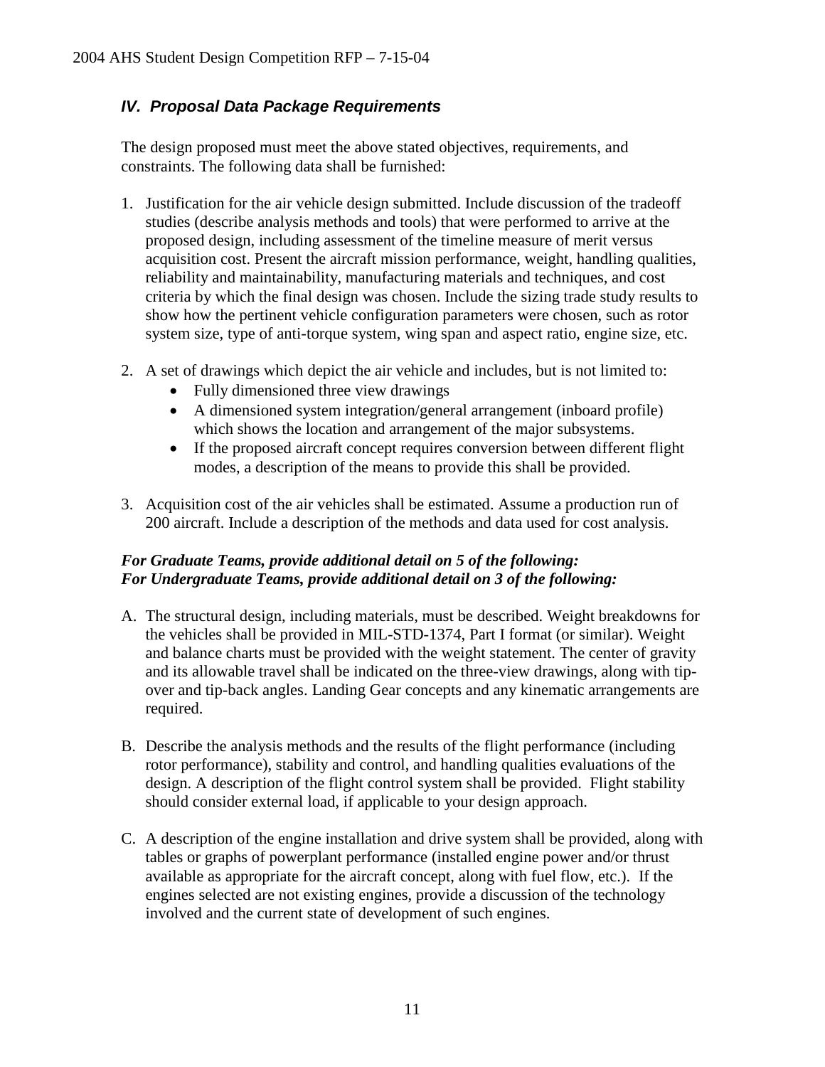### *IV. Proposal Data Package Requirements*

The design proposed must meet the above stated objectives, requirements, and constraints. The following data shall be furnished:

1. Justification for the air vehicle design submitted. Include discussion of the tradeoff studies (describe analysis methods and tools) that were performed to arrive at the proposed design, including assessment of the timeline measure of merit versus acquisition cost. Present the aircraft mission performance, weight, handling qualities, reliability and maintainability, manufacturing materials and techniques, and cost criteria by which the final design was chosen. Include the sizing trade study results to show how the pertinent vehicle configuration parameters were chosen, such as rotor system size, type of anti-torque system, wing span and aspect ratio, engine size, etc.

2. A set of drawings which depict the air vehicle and includes, but is not limited to:
   - Fully dimensioned three view drawings
   - A dimensioned system integration/general arrangement (inboard profile) which shows the location and arrangement of the major subsystems.
   - If the proposed aircraft concept requires conversion between different flight modes, a description of the means to provide this shall be provided.

3. Acquisition cost of the air vehicles shall be estimated. Assume a production run of 200 aircraft. Include a description of the methods and data used for cost analysis.

***For Graduate Teams, provide additional detail on 5 of the following:***
***For Undergraduate Teams, provide additional detail on 3 of the following:***

A. The structural design, including materials, must be described. Weight breakdowns for the vehicles shall be provided in MIL-STD-1374, Part I format (or similar). Weight and balance charts must be provided with the weight statement. The center of gravity and its allowable travel shall be indicated on the three-view drawings, along with tip-over and tip-back angles. Landing Gear concepts and any kinematic arrangements are required.

B. Describe the analysis methods and the results of the flight performance (including rotor performance), stability and control, and handling qualities evaluations of the design. A description of the flight control system shall be provided. Flight stability should consider external load, if applicable to your design approach.

C. A description of the engine installation and drive system shall be provided, along with tables or graphs of powerplant performance (installed engine power and/or thrust available as appropriate for the aircraft concept, along with fuel flow, etc.). If the engines selected are not existing engines, provide a discussion of the technology involved and the current state of development of such engines.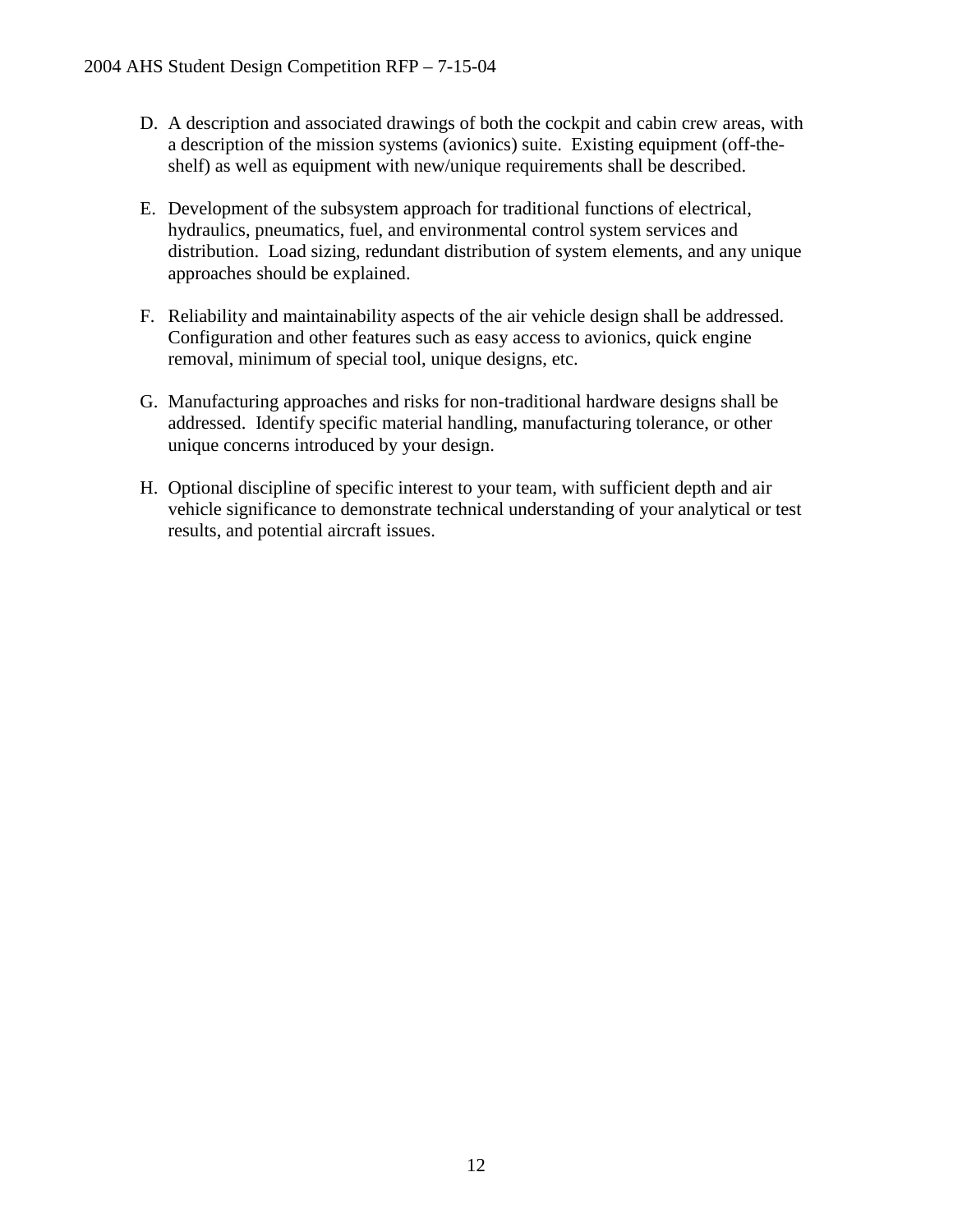D. A description and associated drawings of both the cockpit and cabin crew areas, with a description of the mission systems (avionics) suite. Existing equipment (off-the-shelf) as well as equipment with new/unique requirements shall be described.

E. Development of the subsystem approach for traditional functions of electrical, hydraulics, pneumatics, fuel, and environmental control system services and distribution. Load sizing, redundant distribution of system elements, and any unique approaches should be explained.

F. Reliability and maintainability aspects of the air vehicle design shall be addressed. Configuration and other features such as easy access to avionics, quick engine removal, minimum of special tool, unique designs, etc.

G. Manufacturing approaches and risks for non-traditional hardware designs shall be addressed. Identify specific material handling, manufacturing tolerance, or other unique concerns introduced by your design.

H. Optional discipline of specific interest to your team, with sufficient depth and air vehicle significance to demonstrate technical understanding of your analytical or test results, and potential aircraft issues.